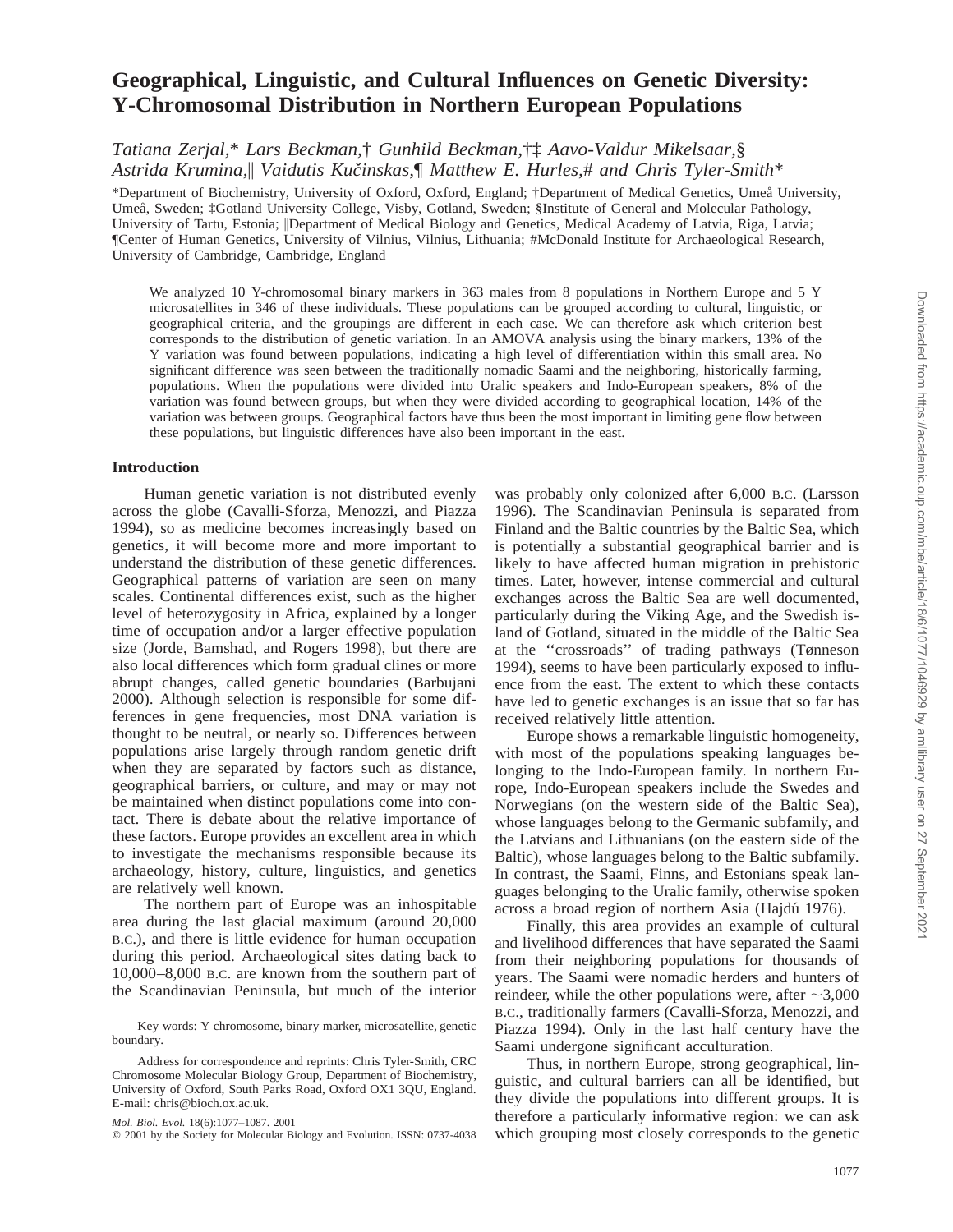# Geographical, Linguistic, and Cultural Influences on Genetic Diversity: Y-Chromosomal Distribution in Northern European Populations

*Tatiana Zerjal,\* Lars Beckman,† Gunhild Beckman,†‡ Aavo-Valdur Mikelsaar,§ Astrida Krumina,‖ Vaidutis Kučinskas,¶ Matthew E. Hurles,# and Chris Tyler-Smith\**

\*Department of Biochemistry, University of Oxford, Oxford, England; †Department of Medical Genetics, Umeå University, Umeå, Sweden; ‡Gotland University College, Visby, Gotland, Sweden; §Institute of General and Molecular Pathology, University of Tartu, Estonia; ‖Department of Medical Biology and Genetics, Medical Academy of Latvia, Riga, Latvia; ¶Center of Human Genetics, University of Vilnius, Vilnius, Lithuania; #McDonald Institute for Archaeological Research, University of Cambridge, Cambridge, England

We analyzed 10 Y-chromosomal binary markers in 363 males from 8 populations in Northern Europe and 5 Y microsatellites in 346 of these individuals. These populations can be grouped according to cultural, linguistic, or geographical criteria, and the groupings are different in each case. We can therefore ask which criterion best corresponds to the distribution of genetic variation. In an AMOVA analysis using the binary markers, 13% of the Y variation was found between populations, indicating a high level of differentiation within this small area. No significant difference was seen between the traditionally nomadic Saami and the neighboring, historically farming, populations. When the populations were divided into Uralic speakers and Indo-European speakers, 8% of the variation was found between groups, but when they were divided according to geographical location, 14% of the variation was between groups. Geographical factors have thus been the most important in limiting gene flow between these populations, but linguistic differences have also been important in the east.

## Introduction

Human genetic variation is not distributed evenly across the globe (Cavalli-Sforza, Menozzi, and Piazza 1994), so as medicine becomes increasingly based on genetics, it will become more and more important to understand the distribution of these genetic differences. Geographical patterns of variation are seen on many scales. Continental differences exist, such as the higher level of heterozygosity in Africa, explained by a longer time of occupation and/or a larger effective population size (Jorde, Bamshad, and Rogers 1998), but there are also local differences which form gradual clines or more abrupt changes, called genetic boundaries (Barbujani 2000). Although selection is responsible for some differences in gene frequencies, most DNA variation is thought to be neutral, or nearly so. Differences between populations arise largely through random genetic drift when they are separated by factors such as distance, geographical barriers, or culture, and may or may not be maintained when distinct populations come into contact. There is debate about the relative importance of these factors. Europe provides an excellent area in which to investigate the mechanisms responsible because its archaeology, history, culture, linguistics, and genetics are relatively well known.

The northern part of Europe was an inhospitable area during the last glacial maximum (around 20,000 B.C.), and there is little evidence for human occupation during this period. Archaeological sites dating back to 10,000–8,000 B.C. are known from the southern part of the Scandinavian Peninsula, but much of the interior was probably only colonized after 6,000 B.C. (Larsson 1996). The Scandinavian Peninsula is separated from Finland and the Baltic countries by the Baltic Sea, which is potentially a substantial geographical barrier and is likely to have affected human migration in prehistoric times. Later, however, intense commercial and cultural exchanges across the Baltic Sea are well documented, particularly during the Viking Age, and the Swedish island of Gotland, situated in the middle of the Baltic Sea at the ''crossroads'' of trading pathways (Tønneson 1994), seems to have been particularly exposed to influence from the east. The extent to which these contacts have led to genetic exchanges is an issue that so far has received relatively little attention.

Europe shows a remarkable linguistic homogeneity, with most of the populations speaking languages belonging to the Indo-European family. In northern Europe, Indo-European speakers include the Swedes and Norwegians (on the western side of the Baltic Sea), whose languages belong to the Germanic subfamily, and the Latvians and Lithuanians (on the eastern side of the Baltic), whose languages belong to the Baltic subfamily. In contrast, the Saami, Finns, and Estonians speak languages belonging to the Uralic family, otherwise spoken across a broad region of northern Asia (Hajdú 1976).

Finally, this area provides an example of cultural and livelihood differences that have separated the Saami from their neighboring populations for thousands of years. The Saami were nomadic herders and hunters of reindeer, while the other populations were, after ~3,000 B.C., traditionally farmers (Cavalli-Sforza, Menozzi, and Piazza 1994). Only in the last half century have the Saami undergone significant acculturation.

Thus, in northern Europe, strong geographical, linguistic, and cultural barriers can all be identified, but they divide the populations into different groups. It is therefore a particularly informative region: we can ask which grouping most closely corresponds to the genetic

Key words: Y chromosome, binary marker, microsatellite, genetic boundary.

Address for correspondence and reprints: Chris Tyler-Smith, CRC Chromosome Molecular Biology Group, Department of Biochemistry, University of Oxford, South Parks Road, Oxford OX1 3QU, England. E-mail: chris@bioch.ox.ac.uk.

*Mol. Biol. Evol.* 18(6):1077–1087. 2001

© 2001 by the Society for Molecular Biology and Evolution. ISSN: 0737-4038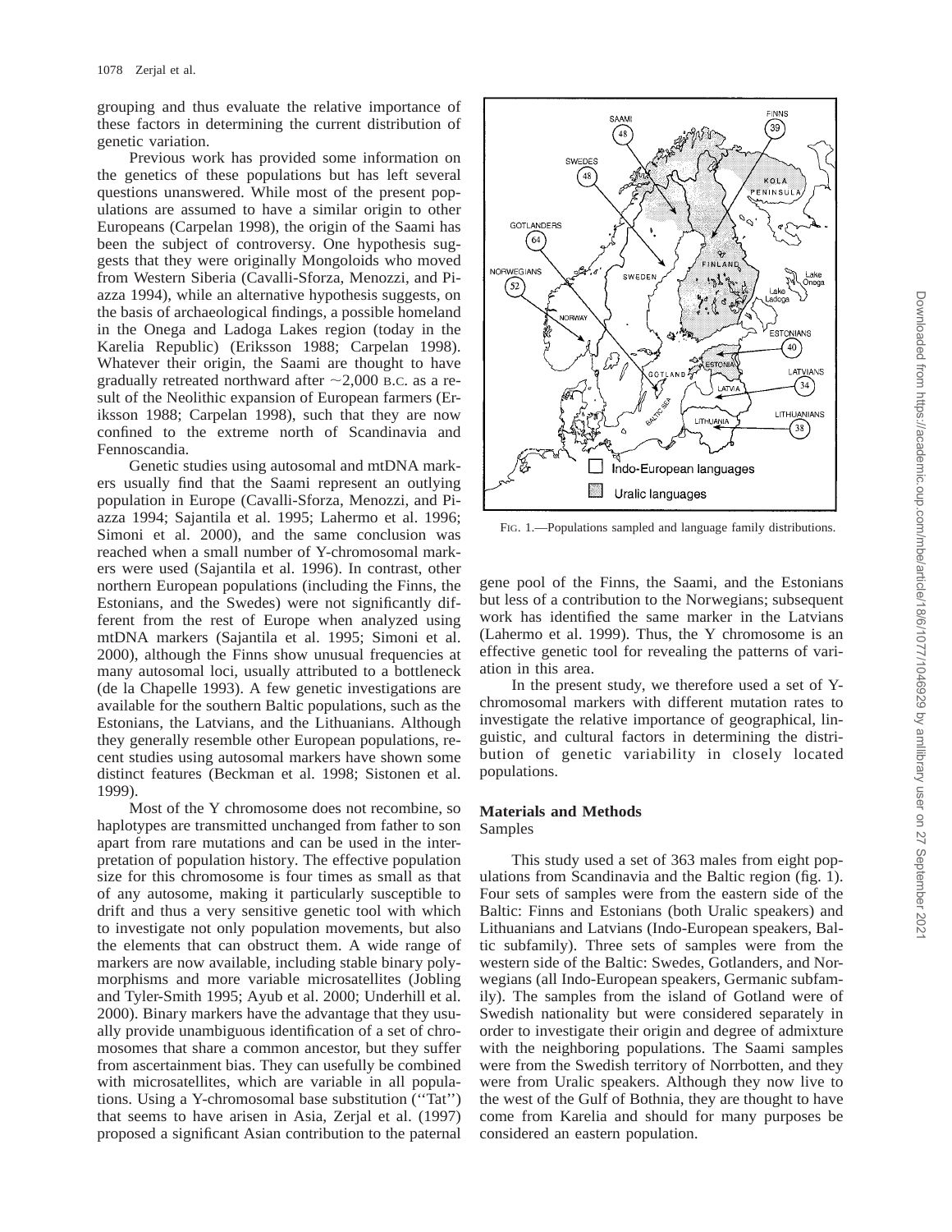grouping and thus evaluate the relative importance of these factors in determining the current distribution of genetic variation.

Previous work has provided some information on the genetics of these populations but has left several questions unanswered. While most of the present populations are assumed to have a similar origin to other Europeans (Carpelan 1998), the origin of the Saami has been the subject of controversy. One hypothesis suggests that they were originally Mongoloids who moved from Western Siberia (Cavalli-Sforza, Menozzi, and Piazza 1994), while an alternative hypothesis suggests, on the basis of archaeological findings, a possible homeland in the Onega and Ladoga Lakes region (today in the Karelia Republic) (Eriksson 1988; Carpelan 1998). Whatever their origin, the Saami are thought to have gradually retreated northward after ~2,000 B.C. as a result of the Neolithic expansion of European farmers (Eriksson 1988; Carpelan 1998), such that they are now confined to the extreme north of Scandinavia and Fennoscandia.

Genetic studies using autosomal and mtDNA markers usually find that the Saami represent an outlying population in Europe (Cavalli-Sforza, Menozzi, and Piazza 1994; Sajantila et al. 1995; Lahermo et al. 1996; Simoni et al. 2000), and the same conclusion was reached when a small number of Y-chromosomal markers were used (Sajantila et al. 1996). In contrast, other northern European populations (including the Finns, the Estonians, and the Swedes) were not significantly different from the rest of Europe when analyzed using mtDNA markers (Sajantila et al. 1995; Simoni et al. 2000), although the Finns show unusual frequencies at many autosomal loci, usually attributed to a bottleneck (de la Chapelle 1993). A few genetic investigations are available for the southern Baltic populations, such as the Estonians, the Latvians, and the Lithuanians. Although they generally resemble other European populations, recent studies using autosomal markers have shown some distinct features (Beckman et al. 1998; Sistonen et al. 1999).

Most of the Y chromosome does not recombine, so haplotypes are transmitted unchanged from father to son apart from rare mutations and can be used in the interpretation of population history. The effective population size for this chromosome is four times as small as that of any autosome, making it particularly susceptible to drift and thus a very sensitive genetic tool with which to investigate not only population movements, but also the elements that can obstruct them. A wide range of markers are now available, including stable binary polymorphisms and more variable microsatellites (Jobling and Tyler-Smith 1995; Ayub et al. 2000; Underhill et al. 2000). Binary markers have the advantage that they usually provide unambiguous identification of a set of chromosomes that share a common ancestor, but they suffer from ascertainment bias. They can usefully be combined with microsatellites, which are variable in all populations. Using a Y-chromosomal base substitution ("Tat") that seems to have arisen in Asia, Zerjal et al. (1997) proposed a significant Asian contribution to the paternal gene pool of the Finns, the Saami, and the Estonians but less of a contribution to the Norwegians; subsequent work has identified the same marker in the Latvians (Lahermo et al. 1999). Thus, the Y chromosome is an effective genetic tool for revealing the patterns of variation in this area.

FIG. 1.—Populations sampled and language family distributions.

In the present study, we therefore used a set of Y-chromosomal markers with different mutation rates to investigate the relative importance of geographical, linguistic, and cultural factors in determining the distribution of genetic variability in closely located populations.

## Materials and Methods

### Samples

This study used a set of 363 males from eight populations from Scandinavia and the Baltic region (fig. 1). Four sets of samples were from the eastern side of the Baltic: Finns and Estonians (both Uralic speakers) and Lithuanians and Latvians (Indo-European speakers, Baltic subfamily). Three sets of samples were from the western side of the Baltic: Swedes, Gotlanders, and Norwegians (all Indo-European speakers, Germanic subfamily). The samples from the island of Gotland were of Swedish nationality but were considered separately in order to investigate their origin and degree of admixture with the neighboring populations. The Saami samples were from the Swedish territory of Norrbotten, and they were from Uralic speakers. Although they now live to the west of the Gulf of Bothnia, they are thought to have come from Karelia and should for many purposes be considered an eastern population.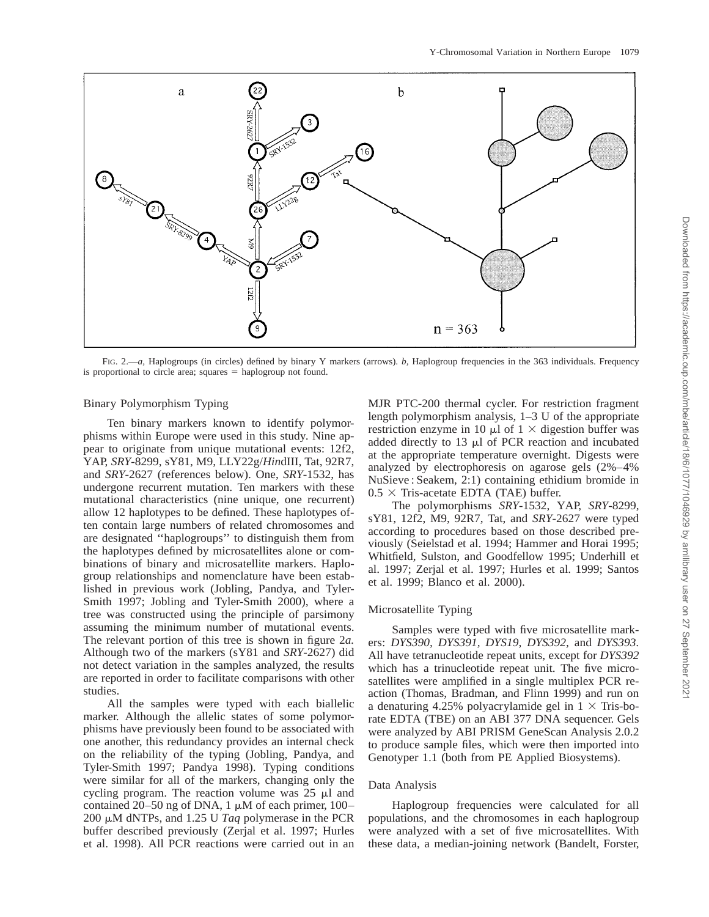FIG. 2.—*a*, Haplogroups (in circles) defined by binary Y markers (arrows). *b*, Haplogroup frequencies in the 363 individuals. Frequency is proportional to circle area; squares = haplogroup not found.

### Binary Polymorphism Typing

Ten binary markers known to identify polymorphisms within Europe were used in this study. Nine appear to originate from unique mutational events: 12f2, YAP, *SRY*-8299, sY81, M9, LLY22g/*Hin*dIII, Tat, 92R7, and *SRY*-2627 (references below). One, *SRY*-1532, has undergone recurrent mutation. Ten markers with these mutational characteristics (nine unique, one recurrent) allow 12 haplotypes to be defined. These haplotypes often contain large numbers of related chromosomes and are designated ''haplogroups'' to distinguish them from the haplotypes defined by microsatellites alone or combinations of binary and microsatellite markers. Haplogroup relationships and nomenclature have been established in previous work (Jobling, Pandya, and Tyler-Smith 1997; Jobling and Tyler-Smith 2000), where a tree was constructed using the principle of parsimony assuming the minimum number of mutational events. The relevant portion of this tree is shown in figure 2*a.* Although two of the markers (sY81 and *SRY*-2627) did not detect variation in the samples analyzed, the results are reported in order to facilitate comparisons with other studies.

All the samples were typed with each biallelic marker. Although the allelic states of some polymorphisms have previously been found to be associated with one another, this redundancy provides an internal check on the reliability of the typing (Jobling, Pandya, and Tyler-Smith 1997; Pandya 1998). Typing conditions were similar for all of the markers, changing only the cycling program. The reaction volume was 25 μl and contained 20–50 ng of DNA, 1 μM of each primer, 100–200 μM dNTPs, and 1.25 U *Taq* polymerase in the PCR buffer described previously (Zerjal et al. 1997; Hurles et al. 1998). All PCR reactions were carried out in an MJR PTC-200 thermal cycler. For restriction fragment length polymorphism analysis, 1–3 U of the appropriate restriction enzyme in 10 μl of 1 × digestion buffer was added directly to 13 μl of PCR reaction and incubated at the appropriate temperature overnight. Digests were analyzed by electrophoresis on agarose gels (2%–4% NuSieve : Seakem, 2:1) containing ethidium bromide in 0.5 × Tris-acetate EDTA (TAE) buffer.

The polymorphisms *SRY*-1532, YAP, *SRY*-8299, sY81, 12f2, M9, 92R7, Tat, and *SRY*-2627 were typed according to procedures based on those described previously (Seielstad et al. 1994; Hammer and Horai 1995; Whitfield, Sulston, and Goodfellow 1995; Underhill et al. 1997; Zerjal et al. 1997; Hurles et al. 1999; Santos et al. 1999; Blanco et al. 2000).

### Microsatellite Typing

Samples were typed with five microsatellite markers: *DYS390, DYS391, DYS19, DYS392,* and *DYS393.* All have tetranucleotide repeat units, except for *DYS392* which has a trinucleotide repeat unit. The five microsatellites were amplified in a single multiplex PCR reaction (Thomas, Bradman, and Flinn 1999) and run on a denaturing 4.25% polyacrylamide gel in 1 × Tris-borate EDTA (TBE) on an ABI 377 DNA sequencer. Gels were analyzed by ABI PRISM GeneScan Analysis 2.0.2 to produce sample files, which were then imported into Genotyper 1.1 (both from PE Applied Biosystems).

### Data Analysis

Haplogroup frequencies were calculated for all populations, and the chromosomes in each haplogroup were analyzed with a set of five microsatellites. With these data, a median-joining network (Bandelt, Forster,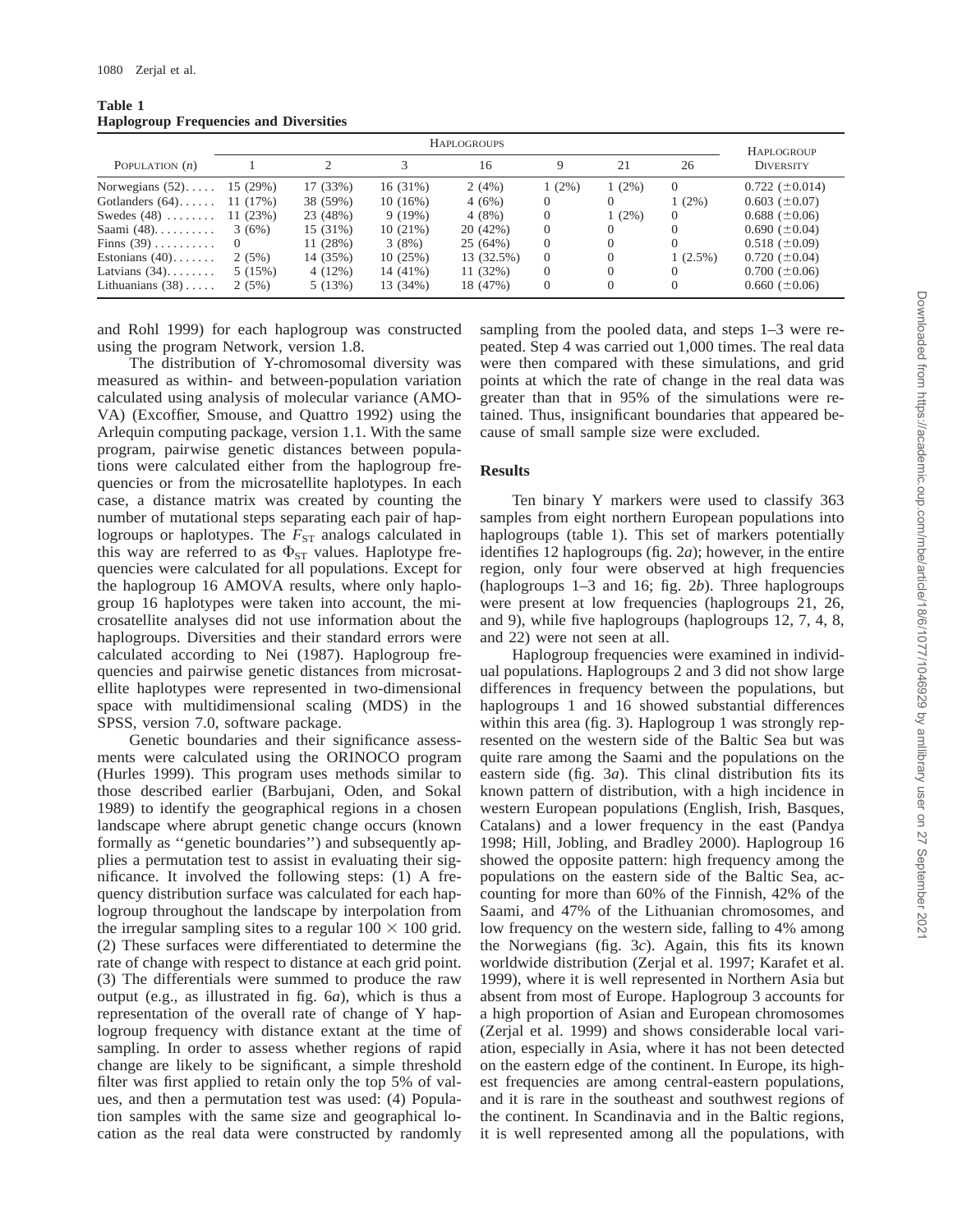**Table 1**
**Haplogroup Frequencies and Diversities**

| Population (n) | Haplogroups | | | | | | | Haplogroup Diversity |
|---|---|---|---|---|---|---|---|---|
| | 1 | 2 | 3 | 16 | 9 | 21 | 26 | |
| Norwegians (52)..... | 15 (29%) | 17 (33%) | 16 (31%) | 2 (4%) | 1 (2%) | 1 (2%) | 0 | 0.722 (±0.014) |
| Gotlanders (64)...... | 11 (17%) | 38 (59%) | 10 (16%) | 4 (6%) | 0 | 0 | 1 (2%) | 0.603 (±0.07) |
| Swedes (48) ........ | 11 (23%) | 23 (48%) | 9 (19%) | 4 (8%) | 0 | 1 (2%) | 0 | 0.688 (±0.06) |
| Saami (48).......... | 3 (6%) | 15 (31%) | 10 (21%) | 20 (42%) | 0 | 0 | 0 | 0.690 (±0.04) |
| Finns (39) .......... | 0 | 11 (28%) | 3 (8%) | 25 (64%) | 0 | 0 | 0 | 0.518 (±0.09) |
| Estonians (40)....... | 2 (5%) | 14 (35%) | 10 (25%) | 13 (32.5%) | 0 | 0 | 1 (2.5%) | 0.720 (±0.04) |
| Latvians (34)........ | 5 (15%) | 4 (12%) | 14 (41%) | 11 (32%) | 0 | 0 | 0 | 0.700 (±0.06) |
| Lithuanians (38)..... | 2 (5%) | 5 (13%) | 13 (34%) | 18 (47%) | 0 | 0 | 0 | 0.660 (±0.06) |

and Rohl 1999) for each haplogroup was constructed using the program Network, version 1.8.

The distribution of Y-chromosomal diversity was measured as within- and between-population variation calculated using analysis of molecular variance (AMOVA) (Excoffier, Smouse, and Quattro 1992) using the Arlequin computing package, version 1.1. With the same program, pairwise genetic distances between populations were calculated either from the haplogroup frequencies or from the microsatellite haplotypes. In each case, a distance matrix was created by counting the number of mutational steps separating each pair of haplogroups or haplotypes. The $F_{ST}$ analogs calculated in this way are referred to as $\Phi_{ST}$ values. Haplotype frequencies were calculated for all populations. Except for the haplogroup 16 AMOVA results, where only haplogroup 16 haplotypes were taken into account, the microsatellite analyses did not use information about the haplogroups. Diversities and their standard errors were calculated according to Nei (1987). Haplogroup frequencies and pairwise genetic distances from microsatellite haplotypes were represented in two-dimensional space with multidimensional scaling (MDS) in the SPSS, version 7.0, software package.

Genetic boundaries and their significance assessments were calculated using the ORINOCO program (Hurles 1999). This program uses methods similar to those described earlier (Barbujani, Oden, and Sokal 1989) to identify the geographical regions in a chosen landscape where abrupt genetic change occurs (known formally as ''genetic boundaries'') and subsequently applies a permutation test to assist in evaluating their significance. It involved the following steps: (1) A frequency distribution surface was calculated for each haplogroup throughout the landscape by interpolation from the irregular sampling sites to a regular $100 \times 100$ grid. (2) These surfaces were differentiated to determine the rate of change with respect to distance at each grid point. (3) The differentials were summed to produce the raw output (e.g., as illustrated in fig. 6*a*), which is thus a representation of the overall rate of change of Y haplogroup frequency with distance extant at the time of sampling. In order to assess whether regions of rapid change are likely to be significant, a simple threshold filter was first applied to retain only the top 5% of values, and then a permutation test was used: (4) Population samples with the same size and geographical location as the real data were constructed by randomly sampling from the pooled data, and steps 1–3 were repeated. Step 4 was carried out 1,000 times. The real data were then compared with these simulations, and grid points at which the rate of change in the real data was greater than that in 95% of the simulations were retained. Thus, insignificant boundaries that appeared because of small sample size were excluded.

## Results

Ten binary Y markers were used to classify 363 samples from eight northern European populations into haplogroups (table 1). This set of markers potentially identifies 12 haplogroups (fig. 2*a*); however, in the entire region, only four were observed at high frequencies (haplogroups 1–3 and 16; fig. 2*b*). Three haplogroups were present at low frequencies (haplogroups 21, 26, and 9), while five haplogroups (haplogroups 12, 7, 4, 8, and 22) were not seen at all.

Haplogroup frequencies were examined in individual populations. Haplogroups 2 and 3 did not show large differences in frequency between the populations, but haplogroups 1 and 16 showed substantial differences within this area (fig. 3). Haplogroup 1 was strongly represented on the western side of the Baltic Sea but was quite rare among the Saami and the populations on the eastern side (fig. 3*a*). This clinal distribution fits its known pattern of distribution, with a high incidence in western European populations (English, Irish, Basques, Catalans) and a lower frequency in the east (Pandya 1998; Hill, Jobling, and Bradley 2000). Haplogroup 16 showed the opposite pattern: high frequency among the populations on the eastern side of the Baltic Sea, accounting for more than 60% of the Finnish, 42% of the Saami, and 47% of the Lithuanian chromosomes, and low frequency on the western side, falling to 4% among the Norwegians (fig. 3*c*). Again, this fits its known worldwide distribution (Zerjal et al. 1997; Karafet et al. 1999), where it is well represented in Northern Asia but absent from most of Europe. Haplogroup 3 accounts for a high proportion of Asian and European chromosomes (Zerjal et al. 1999) and shows considerable local variation, especially in Asia, where it has not been detected on the eastern edge of the continent. In Europe, its highest frequencies are among central-eastern populations, and it is rare in the southeast and southwest regions of the continent. In Scandinavia and in the Baltic regions, it is well represented among all the populations, with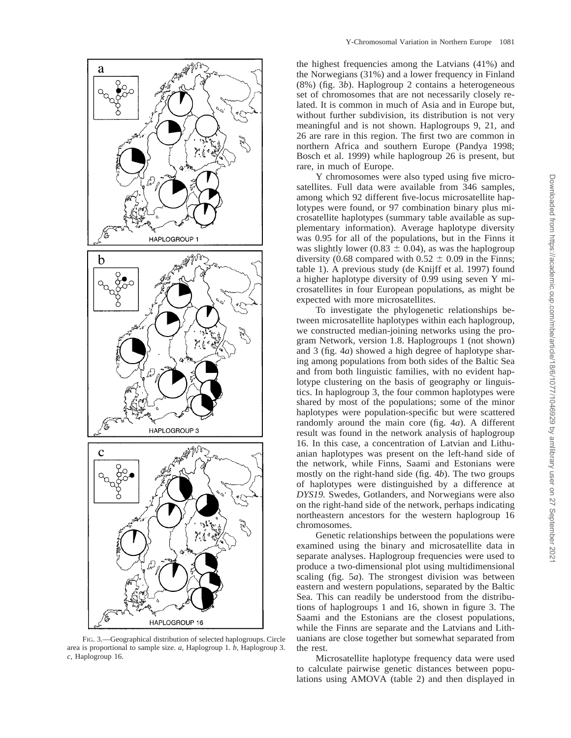FIG. 3.—Geographical distribution of selected haplogroups. Circle area is proportional to sample size. *a*, Haplogroup 1. *b*, Haplogroup 3. *c*, Haplogroup 16.

the highest frequencies among the Latvians (41%) and the Norwegians (31%) and a lower frequency in Finland (8%) (fig. 3*b*). Haplogroup 2 contains a heterogeneous set of chromosomes that are not necessarily closely related. It is common in much of Asia and in Europe but, without further subdivision, its distribution is not very meaningful and is not shown. Haplogroups 9, 21, and 26 are rare in this region. The first two are common in northern Africa and southern Europe (Pandya 1998; Bosch et al. 1999) while haplogroup 26 is present, but rare, in much of Europe.

Y chromosomes were also typed using five microsatellites. Full data were available from 346 samples, among which 92 different five-locus microsatellite haplotypes were found, or 97 combination binary plus microsatellite haplotypes (summary table available as supplementary information). Average haplotype diversity was 0.95 for all of the populations, but in the Finns it was slightly lower ($0.83 \pm 0.04$), as was the haplogroup diversity (0.68 compared with $0.52 \pm 0.09$ in the Finns; table 1). A previous study (de Knijff et al. 1997) found a higher haplotype diversity of 0.99 using seven Y microsatellites in four European populations, as might be expected with more microsatellites.

To investigate the phylogenetic relationships between microsatellite haplotypes within each haplogroup, we constructed median-joining networks using the program Network, version 1.8. Haplogroups 1 (not shown) and 3 (fig. 4*a*) showed a high degree of haplotype sharing among populations from both sides of the Baltic Sea and from both linguistic families, with no evident haplotype clustering on the basis of geography or linguistics. In haplogroup 3, the four common haplotypes were shared by most of the populations; some of the minor haplotypes were population-specific but were scattered randomly around the main core (fig. 4*a*). A different result was found in the network analysis of haplogroup 16. In this case, a concentration of Latvian and Lithuanian haplotypes was present on the left-hand side of the network, while Finns, Saami and Estonians were mostly on the right-hand side (fig. 4*b*). The two groups of haplotypes were distinguished by a difference at *DYS19*. Swedes, Gotlanders, and Norwegians were also on the right-hand side of the network, perhaps indicating northeastern ancestors for the western haplogroup 16 chromosomes.

Genetic relationships between the populations were examined using the binary and microsatellite data in separate analyses. Haplogroup frequencies were used to produce a two-dimensional plot using multidimensional scaling (fig. 5*a*). The strongest division was between eastern and western populations, separated by the Baltic Sea. This can readily be understood from the distributions of haplogroups 1 and 16, shown in figure 3. The Saami and the Estonians are the closest populations, while the Finns are separate and the Latvians and Lithuanians are close together but somewhat separated from the rest.

Microsatellite haplotype frequency data were used to calculate pairwise genetic distances between populations using AMOVA (table 2) and then displayed in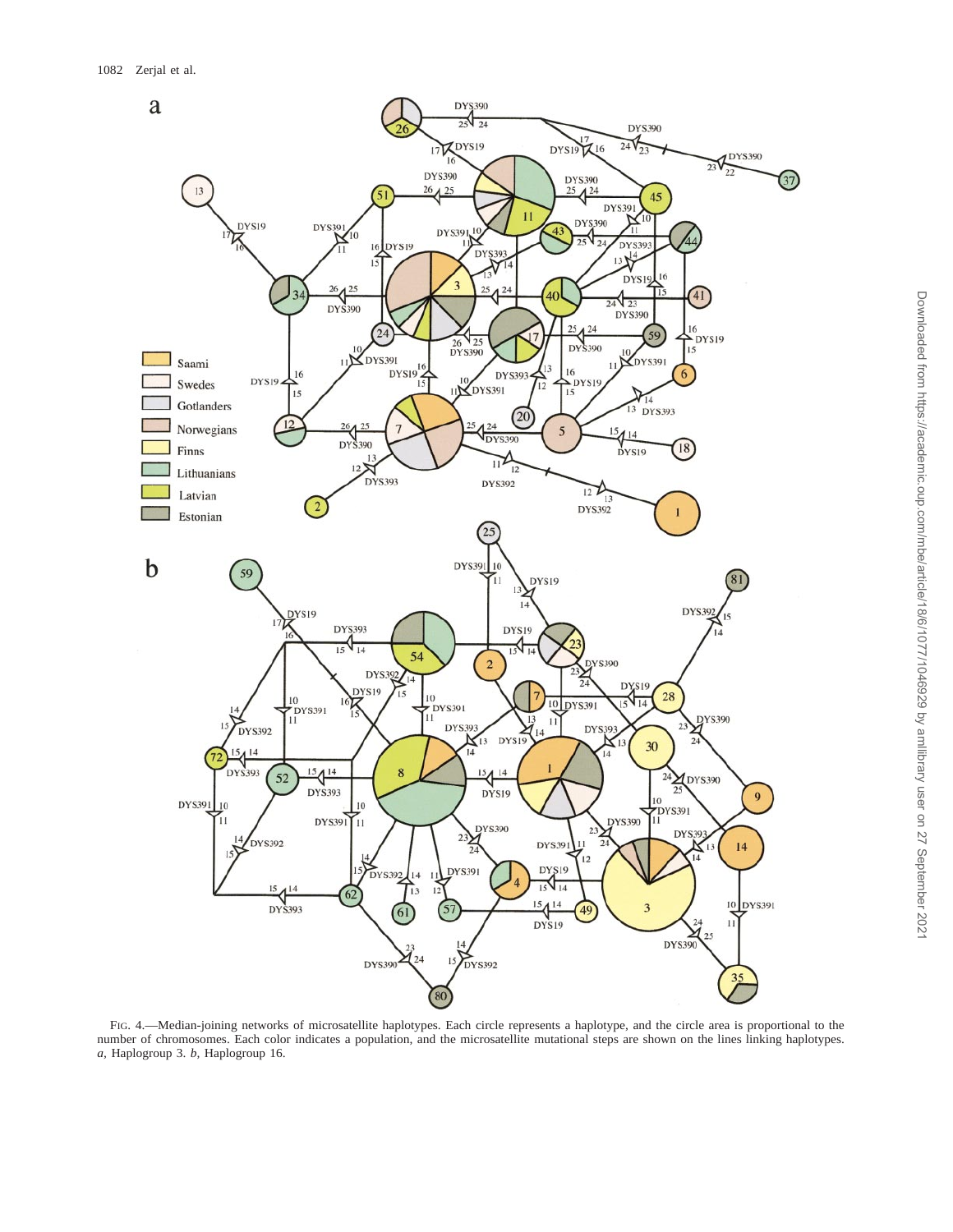FIG. 4.—Median-joining networks of microsatellite haplotypes. Each circle represents a haplotype, and the circle area is proportional to the number of chromosomes. Each color indicates a population, and the microsatellite mutational steps are shown on the lines linking haplotypes. *a*, Haplogroup 3. *b*, Haplogroup 16.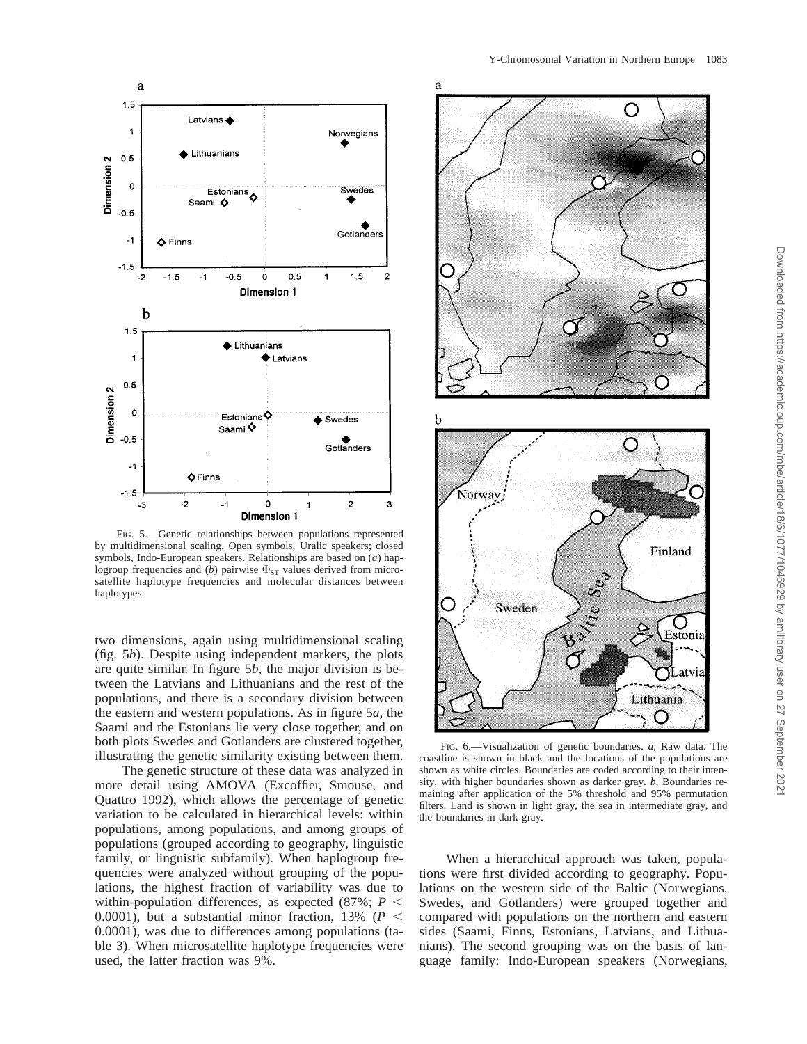FIG. 5.—Genetic relationships between populations represented by multidimensional scaling. Open symbols, Uralic speakers; closed symbols, Indo-European speakers. Relationships are based on (*a*) haplogroup frequencies and (*b*) pairwise $\Phi_{ST}$ values derived from microsatellite haplotype frequencies and molecular distances between haplotypes.

FIG. 6.—Visualization of genetic boundaries. *a,* Raw data. The coastline is shown in black and the locations of the populations are shown as white circles. Boundaries are coded according to their intensity, with higher boundaries shown as darker gray. *b,* Boundaries remaining after application of the 5% threshold and 95% permutation filters. Land is shown in light gray, the sea in intermediate gray, and the boundaries in dark gray.

two dimensions, again using multidimensional scaling (fig. 5*b*). Despite using independent markers, the plots are quite similar. In figure 5*b*, the major division is between the Latvians and Lithuanians and the rest of the populations, and there is a secondary division between the eastern and western populations. As in figure 5*a*, the Saami and the Estonians lie very close together, and on both plots Swedes and Gotlanders are clustered together, illustrating the genetic similarity existing between them.

The genetic structure of these data was analyzed in more detail using AMOVA (Excoffier, Smouse, and Quattro 1992), which allows the percentage of genetic variation to be calculated in hierarchical levels: within populations, among populations, and among groups of populations (grouped according to geography, linguistic family, or linguistic subfamily). When haplogroup frequencies were analyzed without grouping of the populations, the highest fraction of variability was due to within-population differences, as expected (87%; $P < 0.0001$), but a substantial minor fraction, 13% ($P < 0.0001$), was due to differences among populations (table 3). When microsatellite haplotype frequencies were used, the latter fraction was 9%.

When a hierarchical approach was taken, populations were first divided according to geography. Populations on the western side of the Baltic (Norwegians, Swedes, and Gotlanders) were grouped together and compared with populations on the northern and eastern sides (Saami, Finns, Estonians, Latvians, and Lithuanians). The second grouping was on the basis of language family: Indo-European speakers (Norwegians,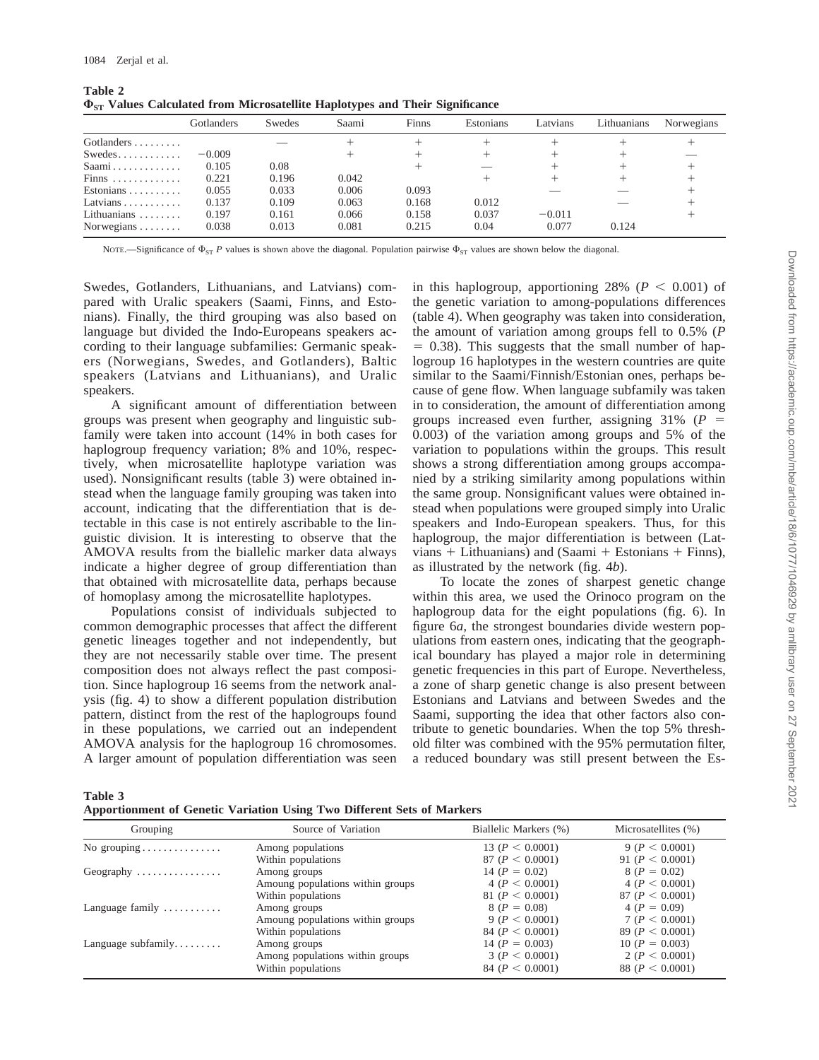**Table 2**
**$\Phi_{ST}$ Values Calculated from Microsatellite Haplotypes and Their Significance**

| | Gotlanders | Swedes | Saami | Finns | Estonians | Latvians | Lithuanians | Norwegians |
|---|---|---|---|---|---|---|---|---|
| Gotlanders | | — | + | + | + | + | + | + |
| Swedes | −0.009 | | + | + | + | + | + | — |
| Saami | 0.105 | 0.08 | | + | — | + | + | + |
| Finns | 0.221 | 0.196 | 0.042 | | + | + | + | + |
| Estonians | 0.055 | 0.033 | 0.006 | 0.093 | | — | — | + |
| Latvians | 0.137 | 0.109 | 0.063 | 0.168 | 0.012 | | — | + |
| Lithuanians | 0.197 | 0.161 | 0.066 | 0.158 | 0.037 | −0.011 | | + |
| Norwegians | 0.038 | 0.013 | 0.081 | 0.215 | 0.04 | 0.077 | 0.124 | |

NOTE.—Significance of $\Phi_{ST}$ $P$ values is shown above the diagonal. Population pairwise $\Phi_{ST}$ values are shown below the diagonal.

Swedes, Gotlanders, Lithuanians, and Latvians) compared with Uralic speakers (Saami, Finns, and Estonians). Finally, the third grouping was also based on language but divided the Indo-Europeans speakers according to their language subfamilies: Germanic speakers (Norwegians, Swedes, and Gotlanders), Baltic speakers (Latvians and Lithuanians), and Uralic speakers.

A significant amount of differentiation between groups was present when geography and linguistic subfamily were taken into account (14% in both cases for haplogroup frequency variation; 8% and 10%, respectively, when microsatellite haplotype variation was used). Nonsignificant results (table 3) were obtained instead when the language family grouping was taken into account, indicating that the differentiation that is detectable in this case is not entirely ascribable to the linguistic division. It is interesting to observe that the AMOVA results from the biallelic marker data always indicate a higher degree of group differentiation than that obtained with microsatellite data, perhaps because of homoplasy among the microsatellite haplotypes.

Populations consist of individuals subjected to common demographic processes that affect the different genetic lineages together and not independently, but they are not necessarily stable over time. The present composition does not always reflect the past composition. Since haplogroup 16 seems from the network analysis (fig. 4) to show a different population distribution pattern, distinct from the rest of the haplogroups found in these populations, we carried out an independent AMOVA analysis for the haplogroup 16 chromosomes. A larger amount of population differentiation was seen in this haplogroup, apportioning 28% ($P < 0.001$) of the genetic variation to among-populations differences (table 4). When geography was taken into consideration, the amount of variation among groups fell to 0.5% ($P = 0.38$). This suggests that the small number of haplogroup 16 haplotypes in the western countries are quite similar to the Saami/Finnish/Estonian ones, perhaps because of gene flow. When language subfamily was taken in to consideration, the amount of differentiation among groups increased even further, assigning 31% ($P = 0.003$) of the variation among groups and 5% of the variation to populations within the groups. This result shows a strong differentiation among groups accompanied by a striking similarity among populations within the same group. Nonsignificant values were obtained instead when populations were grouped simply into Uralic speakers and Indo-European speakers. Thus, for this haplogroup, the major differentiation is between (Latvians + Lithuanians) and (Saami + Estonians + Finns), as illustrated by the network (fig. 4*b*).

To locate the zones of sharpest genetic change within this area, we used the Orinoco program on the haplogroup data for the eight populations (fig. 6). In figure 6*a*, the strongest boundaries divide western populations from eastern ones, indicating that the geographical boundary has played a major role in determining genetic frequencies in this part of Europe. Nevertheless, a zone of sharp genetic change is also present between Estonians and Latvians and between Swedes and the Saami, supporting the idea that other factors also contribute to genetic boundaries. When the top 5% threshold filter was combined with the 95% permutation filter, a reduced boundary was still present between the Es-

**Table 3**
**Apportionment of Genetic Variation Using Two Different Sets of Markers**

| Grouping | Source of Variation | Biallelic Markers (%) | Microsatellites (%) |
|---|---|---|---|
| No grouping | Among populations | 13 ($P < 0.0001$) | 9 ($P < 0.0001$) |
| | Within populations | 87 ($P < 0.0001$) | 91 ($P < 0.0001$) |
| Geography | Among groups | 14 ($P = 0.02$) | 8 ($P = 0.02$) |
| | Amoung populations within groups | 4 ($P < 0.0001$) | 4 ($P < 0.0001$) |
| | Within populations | 81 ($P < 0.0001$) | 87 ($P < 0.0001$) |
| Language family | Among groups | 8 ($P = 0.08$) | 4 ($P = 0.09$) |
| | Amoung populations within groups | 9 ($P < 0.0001$) | 7 ($P < 0.0001$) |
| | Within populations | 84 ($P < 0.0001$) | 89 ($P < 0.0001$) |
| Language subfamily | Among groups | 14 ($P = 0.003$) | 10 ($P = 0.003$) |
| | Among populations within groups | 3 ($P < 0.0001$) | 2 ($P < 0.0001$) |
| | Within populations | 84 ($P < 0.0001$) | 88 ($P < 0.0001$) |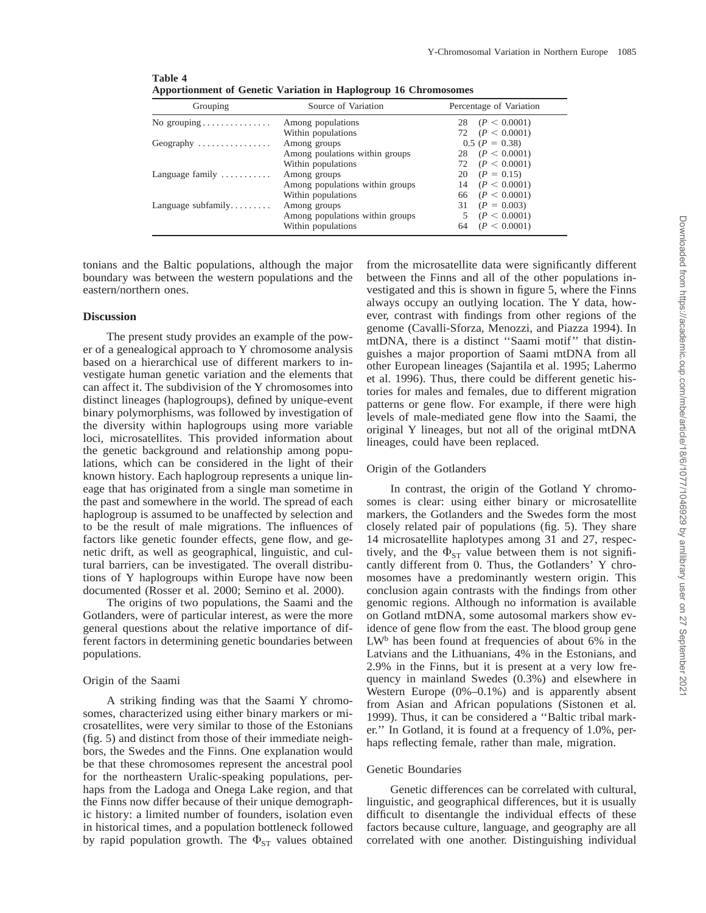**Table 4**
**Apportionment of Genetic Variation in Haplogroup 16 Chromosomes**

| Grouping | Source of Variation | Percentage of Variation |
|---|---|---|
| No grouping | Among populations | 28 ($P < 0.0001$) |
| | Within populations | 72 ($P < 0.0001$) |
| Geography | Among groups | 0.5 ($P = 0.38$) |
| | Among poulations within groups | 28 ($P < 0.0001$) |
| | Within populations | 72 ($P < 0.0001$) |
| Language family | Among groups | 20 ($P = 0.15$) |
| | Among populations within groups | 14 ($P < 0.0001$) |
| | Within populations | 66 ($P < 0.0001$) |
| Language subfamily | Among groups | 31 ($P = 0.003$) |
| | Among populations within groups | 5 ($P < 0.0001$) |
| | Within populations | 64 ($P < 0.0001$) |

tonians and the Baltic populations, although the major boundary was between the western populations and the eastern/northern ones.

## Discussion

The present study provides an example of the power of a genealogical approach to Y chromosome analysis based on a hierarchical use of different markers to investigate human genetic variation and the elements that can affect it. The subdivision of the Y chromosomes into distinct lineages (haplogroups), defined by unique-event binary polymorphisms, was followed by investigation of the diversity within haplogroups using more variable loci, microsatellites. This provided information about the genetic background and relationship among populations, which can be considered in the light of their known history. Each haplogroup represents a unique lineage that has originated from a single man sometime in the past and somewhere in the world. The spread of each haplogroup is assumed to be unaffected by selection and to be the result of male migrations. The influences of factors like genetic founder effects, gene flow, and genetic drift, as well as geographical, linguistic, and cultural barriers, can be investigated. The overall distributions of Y haplogroups within Europe have now been documented (Rosser et al. 2000; Semino et al. 2000).

The origins of two populations, the Saami and the Gotlanders, were of particular interest, as were the more general questions about the relative importance of different factors in determining genetic boundaries between populations.

### Origin of the Saami

A striking finding was that the Saami Y chromosomes, characterized using either binary markers or microsatellites, were very similar to those of the Estonians (fig. 5) and distinct from those of their immediate neighbors, the Swedes and the Finns. One explanation would be that these chromosomes represent the ancestral pool for the northeastern Uralic-speaking populations, perhaps from the Ladoga and Onega Lake region, and that the Finns now differ because of their unique demographic history: a limited number of founders, isolation even in historical times, and a population bottleneck followed by rapid population growth. The $\Phi_{ST}$ values obtained from the microsatellite data were significantly different between the Finns and all of the other populations investigated and this is shown in figure 5, where the Finns always occupy an outlying location. The Y data, however, contrast with findings from other regions of the genome (Cavalli-Sforza, Menozzi, and Piazza 1994). In mtDNA, there is a distinct ''Saami motif'' that distinguishes a major proportion of Saami mtDNA from all other European lineages (Sajantila et al. 1995; Lahermo et al. 1996). Thus, there could be different genetic histories for males and females, due to different migration patterns or gene flow. For example, if there were high levels of male-mediated gene flow into the Saami, the original Y lineages, but not all of the original mtDNA lineages, could have been replaced.

### Origin of the Gotlanders

In contrast, the origin of the Gotland Y chromosomes is clear: using either binary or microsatellite markers, the Gotlanders and the Swedes form the most closely related pair of populations (fig. 5). They share 14 microsatellite haplotypes among 31 and 27, respectively, and the $\Phi_{ST}$ value between them is not significantly different from 0. Thus, the Gotlanders' Y chromosomes have a predominantly western origin. This conclusion again contrasts with the findings from other genomic regions. Although no information is available on Gotland mtDNA, some autosomal markers show evidence of gene flow from the east. The blood group gene $LW^b$ has been found at frequencies of about 6% in the Latvians and the Lithuanians, 4% in the Estonians, and 2.9% in the Finns, but it is present at a very low frequency in mainland Swedes (0.3%) and elsewhere in Western Europe (0%–0.1%) and is apparently absent from Asian and African populations (Sistonen et al. 1999). Thus, it can be considered a ''Baltic tribal marker.'' In Gotland, it is found at a frequency of 1.0%, perhaps reflecting female, rather than male, migration.

### Genetic Boundaries

Genetic differences can be correlated with cultural, linguistic, and geographical differences, but it is usually difficult to disentangle the individual effects of these factors because culture, language, and geography are all correlated with one another. Distinguishing individual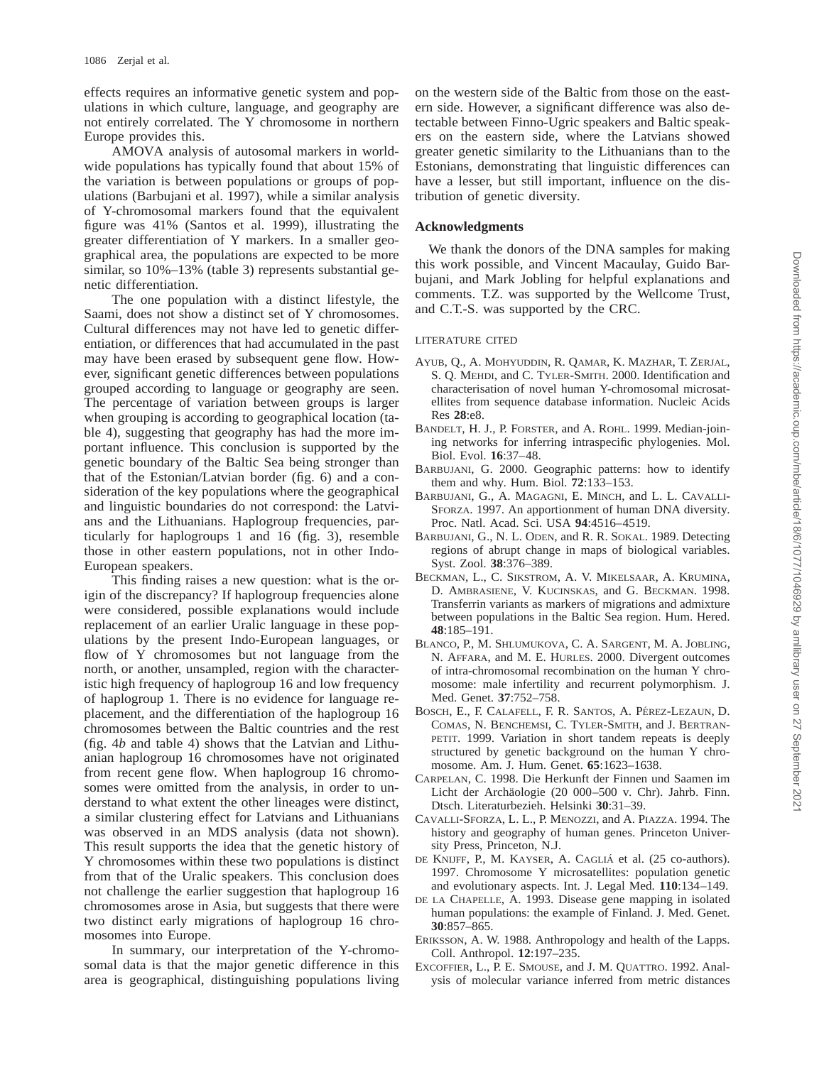effects requires an informative genetic system and populations in which culture, language, and geography are not entirely correlated. The Y chromosome in northern Europe provides this.

AMOVA analysis of autosomal markers in worldwide populations has typically found that about 15% of the variation is between populations or groups of populations (Barbujani et al. 1997), while a similar analysis of Y-chromosomal markers found that the equivalent figure was 41% (Santos et al. 1999), illustrating the greater differentiation of Y markers. In a smaller geographical area, the populations are expected to be more similar, so 10%–13% (table 3) represents substantial genetic differentiation.

The one population with a distinct lifestyle, the Saami, does not show a distinct set of Y chromosomes. Cultural differences may not have led to genetic differentiation, or differences that had accumulated in the past may have been erased by subsequent gene flow. However, significant genetic differences between populations grouped according to language or geography are seen. The percentage of variation between groups is larger when grouping is according to geographical location (table 4), suggesting that geography has had the more important influence. This conclusion is supported by the genetic boundary of the Baltic Sea being stronger than that of the Estonian/Latvian border (fig. 6) and a consideration of the key populations where the geographical and linguistic boundaries do not correspond: the Latvians and the Lithuanians. Haplogroup frequencies, particularly for haplogroups 1 and 16 (fig. 3), resemble those in other eastern populations, not in other Indo-European speakers.

This finding raises a new question: what is the origin of the discrepancy? If haplogroup frequencies alone were considered, possible explanations would include replacement of an earlier Uralic language in these populations by the present Indo-European languages, or flow of Y chromosomes but not language from the north, or another, unsampled, region with the characteristic high frequency of haplogroup 16 and low frequency of haplogroup 1. There is no evidence for language replacement, and the differentiation of the haplogroup 16 chromosomes between the Baltic countries and the rest (fig. 4*b* and table 4) shows that the Latvian and Lithuanian haplogroup 16 chromosomes have not originated from recent gene flow. When haplogroup 16 chromosomes were omitted from the analysis, in order to understand to what extent the other lineages were distinct, a similar clustering effect for Latvians and Lithuanians was observed in an MDS analysis (data not shown). This result supports the idea that the genetic history of Y chromosomes within these two populations is distinct from that of the Uralic speakers. This conclusion does not challenge the earlier suggestion that haplogroup 16 chromosomes arose in Asia, but suggests that there were two distinct early migrations of haplogroup 16 chromosomes into Europe.

In summary, our interpretation of the Y-chromosomal data is that the major genetic difference in this area is geographical, distinguishing populations living on the western side of the Baltic from those on the eastern side. However, a significant difference was also detectable between Finno-Ugric speakers and Baltic speakers on the eastern side, where the Latvians showed greater genetic similarity to the Lithuanians than to the Estonians, demonstrating that linguistic differences can have a lesser, but still important, influence on the distribution of genetic diversity.

## Acknowledgments

We thank the donors of the DNA samples for making this work possible, and Vincent Macaulay, Guido Barbujani, and Mark Jobling for helpful explanations and comments. T.Z. was supported by the Wellcome Trust, and C.T.-S. was supported by the CRC.

## LITERATURE CITED

- AYUB, Q., A. MOHYUDDIN, R. QAMAR, K. MAZHAR, T. ZERJAL, S. Q. MEHDI, and C. TYLER-SMITH. 2000. Identification and characterisation of novel human Y-chromosomal microsatellites from sequence database information. Nucleic Acids Res **28**:e8.
- BANDELT, H. J., P. FORSTER, and A. ROHL. 1999. Median-joining networks for inferring intraspecific phylogenies. Mol. Biol. Evol. **16**:37–48.
- BARBUJANI, G. 2000. Geographic patterns: how to identify them and why. Hum. Biol. **72**:133–153.
- BARBUJANI, G., A. MAGAGNI, E. MINCH, and L. L. CAVALLI-SFORZA. 1997. An apportionment of human DNA diversity. Proc. Natl. Acad. Sci. USA **94**:4516–4519.
- BARBUJANI, G., N. L. ODEN, and R. R. SOKAL. 1989. Detecting regions of abrupt change in maps of biological variables. Syst. Zool. **38**:376–389.
- BECKMAN, L., C. SIKSTROM, A. V. MIKELSAAR, A. KRUMINA, D. AMBRASIENE, V. KUCINSKAS, and G. BECKMAN. 1998. Transferrin variants as markers of migrations and admixture between populations in the Baltic Sea region. Hum. Hered. **48**:185–191.
- BLANCO, P., M. SHLUMUKOVA, C. A. SARGENT, M. A. JOBLING, N. AFFARA, and M. E. HURLES. 2000. Divergent outcomes of intra-chromosomal recombination on the human Y chromosome: male infertility and recurrent polymorphism. J. Med. Genet. **37**:752–758.
- BOSCH, E., F. CALAFELL, F. R. SANTOS, A. PÉREZ-LEZAUN, D. COMAS, N. BENCHEMSI, C. TYLER-SMITH, and J. BERTRANPETIT. 1999. Variation in short tandem repeats is deeply structured by genetic background on the human Y chromosome. Am. J. Hum. Genet. **65**:1623–1638.
- CARPELAN, C. 1998. Die Herkunft der Finnen und Saamen im Licht der Archäologie (20 000–500 v. Chr). Jahrb. Finn. Dtsch. Literaturbezieh. Helsinki **30**:31–39.
- CAVALLI-SFORZA, L. L., P. MENOZZI, and A. PIAZZA. 1994. The history and geography of human genes. Princeton University Press, Princeton, N.J.
- DE KNIJFF, P., M. KAYSER, A. CAGLIÁ et al. (25 co-authors). 1997. Chromosome Y microsatellites: population genetic and evolutionary aspects. Int. J. Legal Med. **110**:134–149.
- DE LA CHAPELLE, A. 1993. Disease gene mapping in isolated human populations: the example of Finland. J. Med. Genet. **30**:857–865.
- ERIKSSON, A. W. 1988. Anthropology and health of the Lapps. Coll. Anthropol. **12**:197–235.
- EXCOFFIER, L., P. E. SMOUSE, and J. M. QUATTRO. 1992. Analysis of molecular variance inferred from metric distances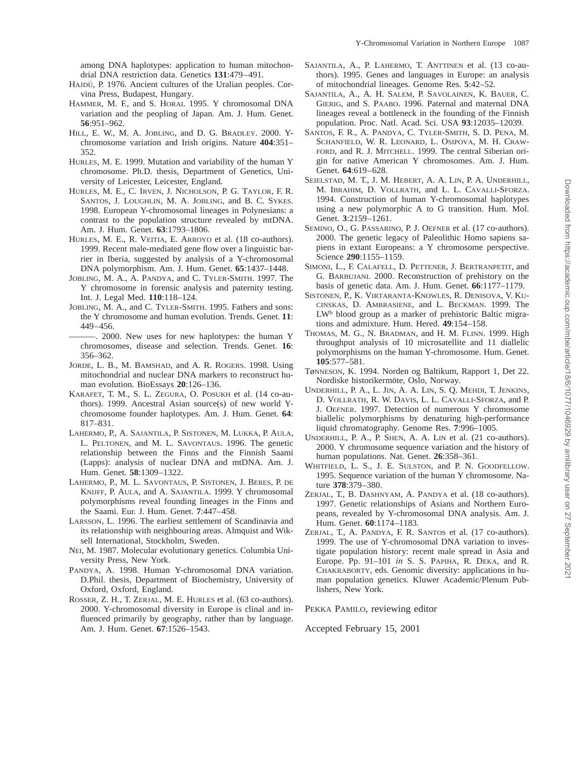among DNA haplotypes: application to human mitochondrial DNA restriction data. Genetics **131**:479–491.

HAJDÚ, P. 1976. Ancient cultures of the Uralian peoples. Corvina Press, Budapest, Hungary.

HAMMER, M. F., and S. HORAI. 1995. Y chromosomal DNA variation and the peopling of Japan. Am. J. Hum. Genet. **56**:951–962.

HILL, E. W., M. A. JOBLING, and D. G. BRADLEY. 2000. Y-chromosome variation and Irish origins. Nature **404**:351–352.

HURLES, M. E. 1999. Mutation and variability of the human Y chromosome. Ph.D. thesis, Department of Genetics, University of Leicester, Leicester, England.

HURLES, M. E., C. IRVEN, J. NICHOLSON, P. G. TAYLOR, F. R. SANTOS, J. LOUGHLIN, M. A. JOBLING, and B. C. SYKES. 1998. European Y-chromosomal lineages in Polynesians: a contrast to the population structure revealed by mtDNA. Am. J. Hum. Genet. **63**:1793–1806.

HURLES, M. E., R. VEITIA, E. ARROYO et al. (18 co-authors). 1999. Recent male-mediated gene flow over a linguistic barrier in Iberia, suggested by analysis of a Y-chromosomal DNA polymorphism. Am. J. Hum. Genet. **65**:1437–1448.

JOBLING, M. A., A. PANDYA, and C. TYLER-SMITH. 1997. The Y chromosome in forensic analysis and paternity testing. Int. J. Legal Med. **110**:118–124.

JOBLING, M. A., and C. TYLER-SMITH. 1995. Fathers and sons: the Y chromosome and human evolution. Trends. Genet. **11**: 449–456.

———. 2000. New uses for new haplotypes: the human Y chromosomes, disease and selection. Trends. Genet. **16**: 356–362.

JORDE, L. B., M. BAMSHAD, and A. R. ROGERS. 1998. Using mitochondrial and nuclear DNA markers to reconstruct human evolution. BioEssays **20**:126–136.

KARAFET, T. M., S. L. ZEGURA, O. POSUKH et al. (14 co-authors). 1999. Ancestral Asian source(s) of new world Y-chromosome founder haplotypes. Am. J. Hum. Genet. **64**: 817–831.

LAHERMO, P., A. SAJANTILA, P. SISTONEN, M. LUKKA, P. AULA, L. PELTONEN, and M. L. SAVONTAUS. 1996. The genetic relationship between the Finns and the Finnish Saami (Lapps): analysis of nuclear DNA and mtDNA. Am. J. Hum. Genet. **58**:1309–1322.

LAHERMO, P., M. L. SAVONTAUS, P. SISTONEN, J. BERES, P. DE KNIJFF, P. AULA, and A. SAJANTILA. 1999. Y chromosomal polymorphisms reveal founding lineages in the Finns and the Saami. Eur. J. Hum. Genet. **7**:447–458.

LARSSON, L. 1996. The earliest settlement of Scandinavia and its relationship with neighbouring areas. Almquist and Wiksell International, Stockholm, Sweden.

NEI, M. 1987. Molecular evolutionary genetics. Columbia University Press, New York.

PANDYA, A. 1998. Human Y-chromosomal DNA variation. D.Phil. thesis, Department of Biochemistry, University of Oxford, Oxford, England.

ROSSER, Z. H., T. ZERJAL, M. E. HURLES et al. (63 co-authors). 2000. Y-chromosomal diversity in Europe is clinal and influenced primarily by geography, rather than by language. Am. J. Hum. Genet. **67**:1526–1543.

SAJANTILA, A., P. LAHERMO, T. ANTTINEN et al. (13 co-authors). 1995. Genes and languages in Europe: an analysis of mitochondrial lineages. Genome Res. **5**:42–52.

SAJANTILA, A., A. H. SALEM, P. SAVOLAINEN, K. BAUER, C. GIERIG, and S. PAABO. 1996. Paternal and maternal DNA lineages reveal a bottleneck in the founding of the Finnish population. Proc. Natl. Acad. Sci. USA **93**:12035–12039.

SANTOS, F. R., A. PANDYA, C. TYLER-SMITH, S. D. PENA, M. SCHANFIELD, W. R. LEONARD, L. OSIPOVA, M. H. CRAWFORD, and R. J. MITCHELL. 1999. The central Siberian origin for native American Y chromosomes. Am. J. Hum. Genet. **64**:619–628.

SEIELSTAD, M. T., J. M. HEBERT, A. A. LIN, P. A. UNDERHILL, M. IBRAHIM, D. VOLLRATH, and L. L. CAVALLI-SFORZA. 1994. Construction of human Y-chromosomal haplotypes using a new polymorphic A to G transition. Hum. Mol. Genet. **3**:2159–1261.

SEMINO, O., G. PASSARINO, P. J. OEFNER et al. (17 co-authors). 2000. The genetic legacy of Paleolithic Homo sapiens sapiens in extant Europeans: a Y chromosome perspective. Science **290**:1155–1159.

SIMONI, L., F. CALAFELL, D. PETTENER, J. BERTRANPETIT, and G. BARBUJANI. 2000. Reconstruction of prehistory on the basis of genetic data. Am. J. Hum. Genet. **66**:1177–1179.

SISTONEN, P., K. VIRTARANTA-KNOWLES, R. DENISOVA, V. KUCINSKAS, D. AMBRASIENE, and L. BECKMAN. 1999. The $LW^b$ blood group as a marker of prehistoric Baltic migrations and admixture. Hum. Hered. **49**:154–158.

THOMAS, M. G., N. BRADMAN, and H. M. FLINN. 1999. High throughput analysis of 10 microsatellite and 11 diallelic polymorphisms on the human Y-chromosome. Hum. Genet. **105**:577–581.

TØNNESON, K. 1994. Norden og Baltikum, Rapport 1, Det 22. Nordiske historikermöte, Oslo, Norway.

UNDERHILL, P. A., L. JIN, A. A. LIN, S. Q. MEHDI, T. JENKINS, D. VOLLRATH, R. W. DAVIS, L. L. CAVALLI-SFORZA, and P. J. OEFNER. 1997. Detection of numerous Y chromosome biallelic polymorphisms by denaturing high-performance liquid chromatography. Genome Res. **7**:996–1005.

UNDERHILL, P. A., P. SHEN, A. A. LIN et al. (21 co-authors). 2000. Y chromosome sequence variation and the history of human populations. Nat. Genet. **26**:358–361.

WHITFIELD, L. S., J. E. SULSTON, and P. N. GOODFELLOW. 1995. Sequence variation of the human Y chromosome. Nature **378**:379–380.

ZERJAL, T., B. DASHNYAM, A. PANDYA et al. (18 co-authors). 1997. Genetic relationships of Asians and Northern Europeans, revealed by Y-chromosomal DNA analysis. Am. J. Hum. Genet. **60**:1174–1183.

ZERJAL, T., A. PANDYA, F. R. SANTOS et al. (17 co-authors). 1999. The use of Y-chromosomal DNA variation to investigate population history: recent male spread in Asia and Europe. Pp. 91–101 *in* S. S. PAPIHA, R. DEKA, and R. CHAKRABORTY, eds. Genomic diversity: applications in human population genetics. Kluwer Academic/Plenum Publishers, New York.

PEKKA PAMILO, reviewing editor

Accepted February 15, 2001